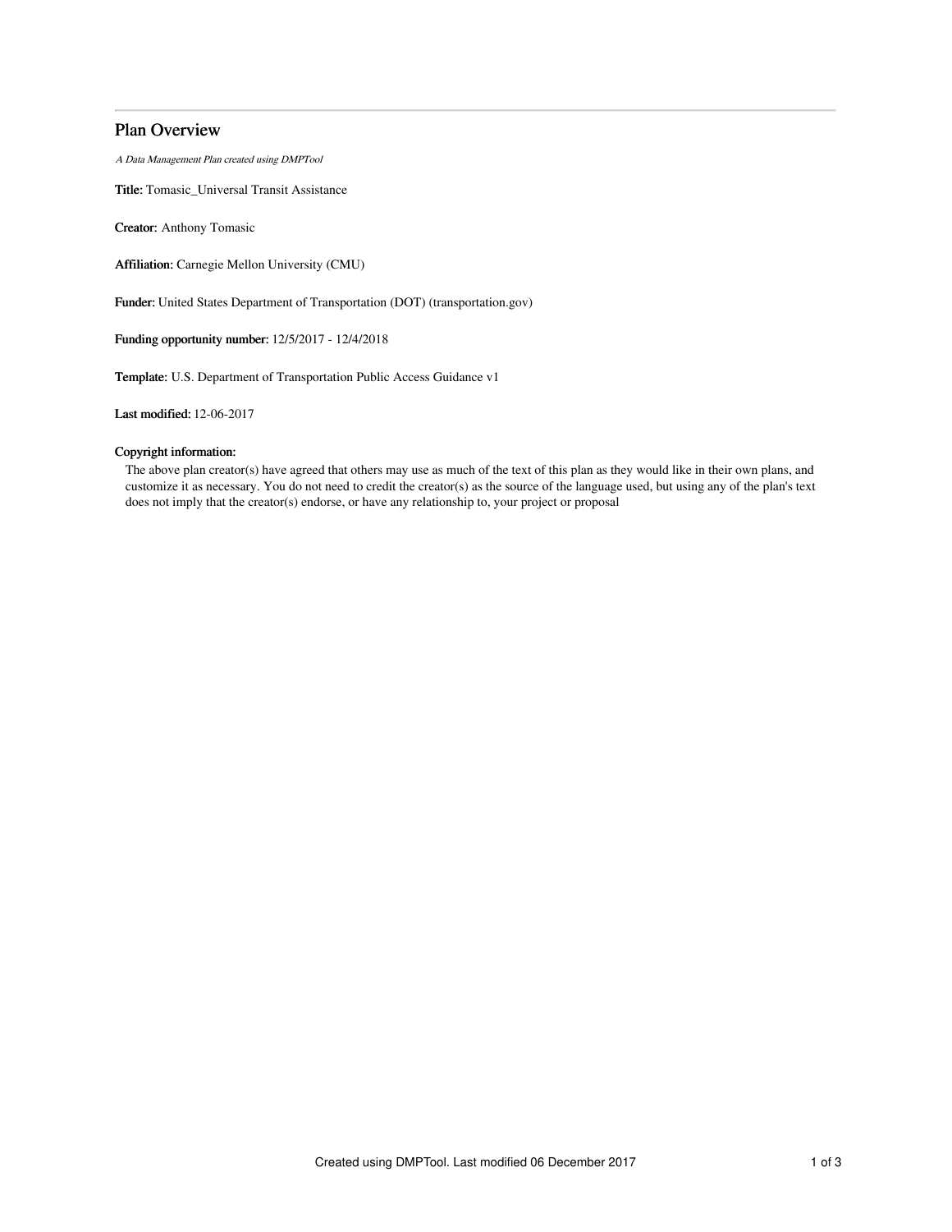## Plan Overview

*A Data Management Plan created using DMPTool*

**Title:** Tomasic_Universal Transit Assistance

**Creator:** Anthony Tomasic

**Affiliation:** Carnegie Mellon University (CMU)

**Funder:** United States Department of Transportation (DOT) (transportation.gov)

**Funding opportunity number:** 12/5/2017 - 12/4/2018

**Template:** U.S. Department of Transportation Public Access Guidance v1

**Last modified:** 12-06-2017

**Copyright information:**

The above plan creator(s) have agreed that others may use as much of the text of this plan as they would like in their own plans, and customize it as necessary. You do not need to credit the creator(s) as the source of the language used, but using any of the plan's text does not imply that the creator(s) endorse, or have any relationship to, your project or proposal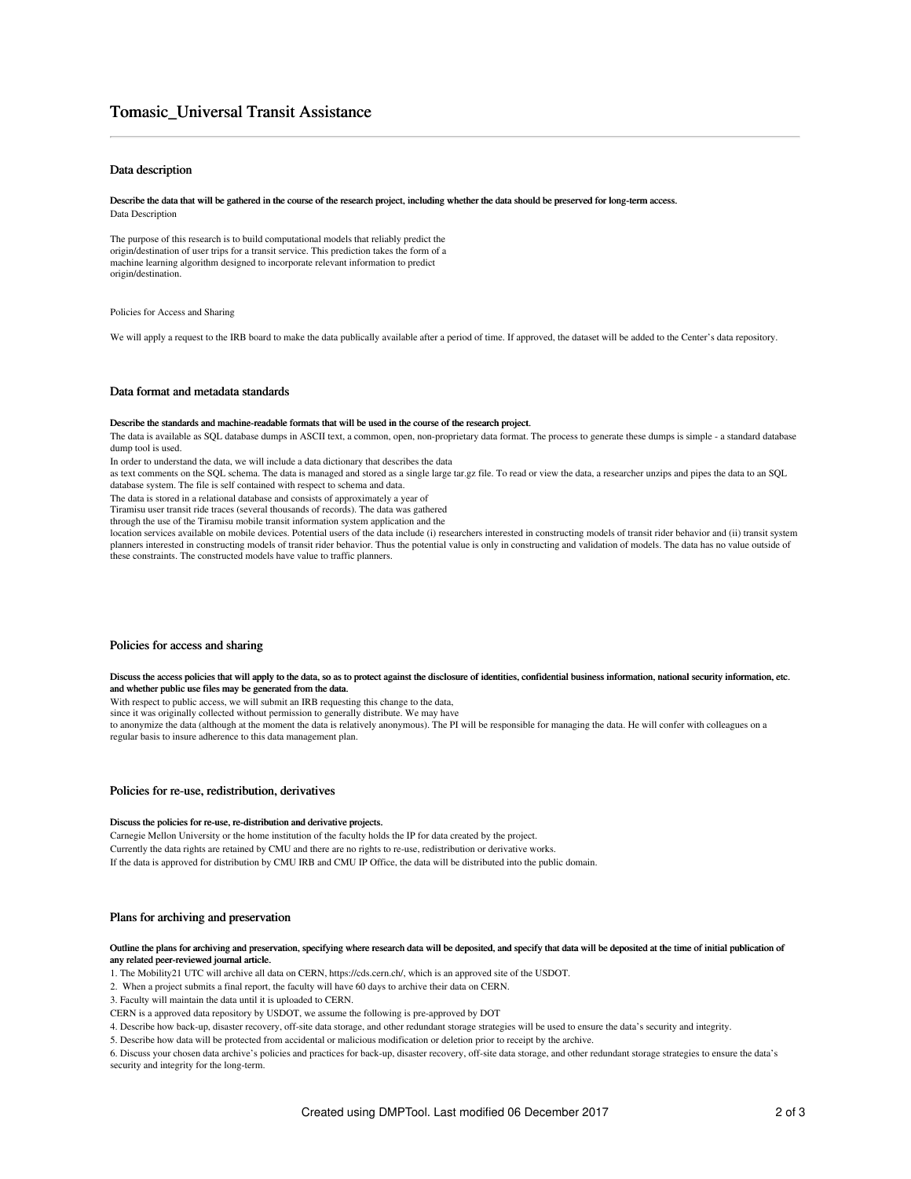# Tomasic_Universal Transit Assistance

## Data description

**Describe the data that will be gathered in the course of the research project, including whether the data should be preserved for long-term access.**

Data Description

The purpose of this research is to build computational models that reliably predict the origin/destination of user trips for a transit service. This prediction takes the form of a machine learning algorithm designed to incorporate relevant information to predict origin/destination.

Policies for Access and Sharing

We will apply a request to the IRB board to make the data publically available after a period of time. If approved, the dataset will be added to the Center's data repository.

## Data format and metadata standards

**Describe the standards and machine-readable formats that will be used in the course of the research project.**

The data is available as SQL database dumps in ASCII text, a common, open, non-proprietary data format. The process to generate these dumps is simple - a standard database dump tool is used.

In order to understand the data, we will include a data dictionary that describes the data as text comments on the SQL schema. The data is managed and stored as a single large tar.gz file. To read or view the data, a researcher unzips and pipes the data to an SQL database system. The file is self contained with respect to schema and data.

The data is stored in a relational database and consists of approximately a year of Tiramisu user transit ride traces (several thousands of records). The data was gathered through the use of the Tiramisu mobile transit information system application and the location services available on mobile devices. Potential users of the data include (i) researchers interested in constructing models of transit rider behavior and (ii) transit system planners interested in constructing models of transit rider behavior. Thus the potential value is only in constructing and validation of models. The data has no value outside of these constraints. The constructed models have value to traffic planners.

## Policies for access and sharing

**Discuss the access policies that will apply to the data, so as to protect against the disclosure of identities, confidential business information, national security information, etc. and whether public use files may be generated from the data.**

With respect to public access, we will submit an IRB requesting this change to the data, since it was originally collected without permission to generally distribute. We may have to anonymize the data (although at the moment the data is relatively anonymous). The PI will be responsible for managing the data. He will confer with colleagues on a regular basis to insure adherence to this data management plan.

## Policies for re-use, redistribution, derivatives

**Discuss the policies for re-use, re-distribution and derivative projects.**

Carnegie Mellon University or the home institution of the faculty holds the IP for data created by the project.

Currently the data rights are retained by CMU and there are no rights to re-use, redistribution or derivative works.

If the data is approved for distribution by CMU IRB and CMU IP Office, the data will be distributed into the public domain.

## Plans for archiving and preservation

**Outline the plans for archiving and preservation, specifying where research data will be deposited, and specify that data will be deposited at the time of initial publication of any related peer-reviewed journal article.**

1. The Mobility21 UTC will archive all data on CERN, https://cds.cern.ch/, which is an approved site of the USDOT.
2. When a project submits a final report, the faculty will have 60 days to archive their data on CERN.
3. Faculty will maintain the data until it is uploaded to CERN.

CERN is a approved data repository by USDOT, we assume the following is pre-approved by DOT

4. Describe how back-up, disaster recovery, off-site data storage, and other redundant storage strategies will be used to ensure the data's security and integrity.
5. Describe how data will be protected from accidental or malicious modification or deletion prior to receipt by the archive.
6. Discuss your chosen data archive's policies and practices for back-up, disaster recovery, off-site data storage, and other redundant storage strategies to ensure the data's security and integrity for the long-term.

Created using DMPTool. Last modified 06 December 2017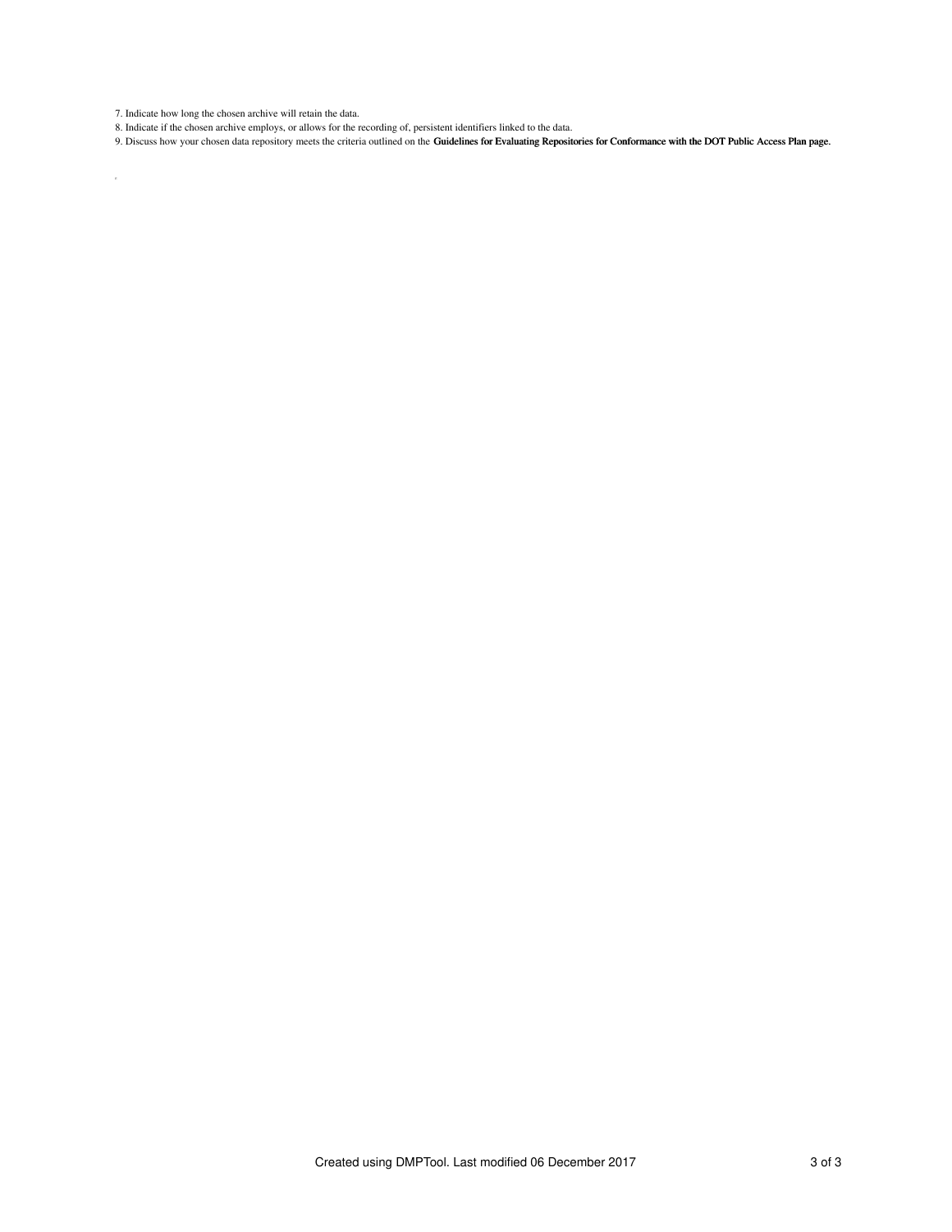7. Indicate how long the chosen archive will retain the data.
8. Indicate if the chosen archive employs, or allows for the recording of, persistent identifiers linked to the data.
9. Discuss how your chosen data repository meets the criteria outlined on the **Guidelines for Evaluating Repositories for Conformance with the DOT Public Access Plan page.**